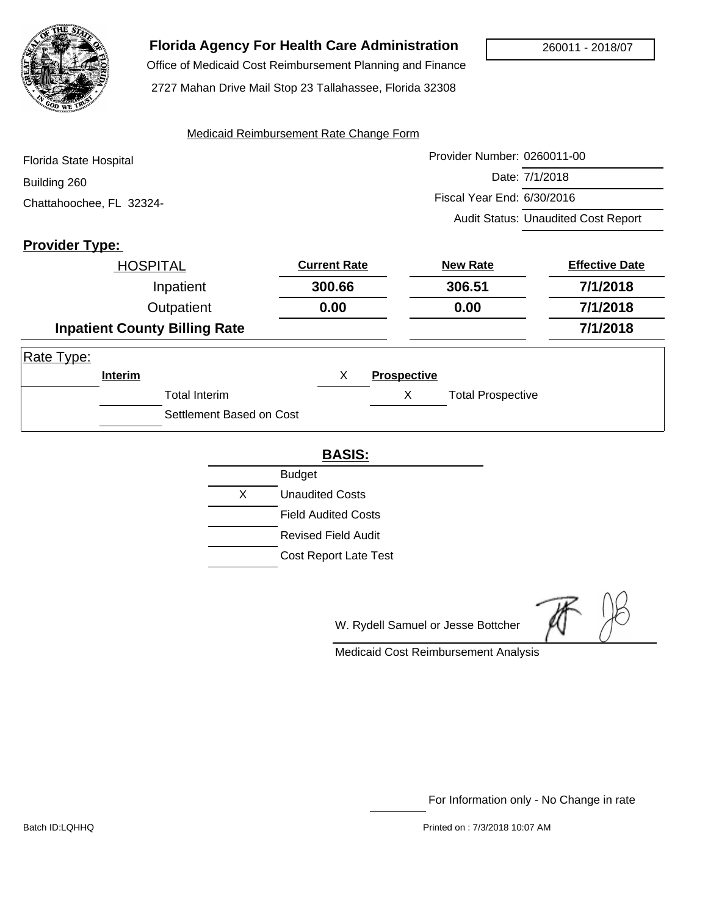# Florida Agency For Health Care Administration

Office of Medicaid Cost Reimbursement Planning and Finance

2727 Mahan Drive Mail Stop 23 Tallahassee, Florida 32308

260011 - 2018/07

Medicaid Reimbursement Rate Change Form

Florida State Hospital
Building 260
Chattahoochee, FL 32324-

Provider Number: 0260011-00
Date: 7/1/2018
Fiscal Year End: 6/30/2016
Audit Status: Unaudited Cost Report

**Provider Type:**

| HOSPITAL | Current Rate | New Rate | Effective Date |
|---|---|---|---|
| Inpatient | 300.66 | 306.51 | 7/1/2018 |
| Outpatient | 0.00 | 0.00 | 7/1/2018 |
| **Inpatient County Billing Rate** | | | 7/1/2018 |

Rate Type:

| | Interim | X | Prospective |
|---|---|---|---|
| | Total Interim | X | Total Prospective |
| | Settlement Based on Cost | | |

**BASIS:**

| | |
|---|---|
| | Budget |
| X | Unaudited Costs |
| | Field Audited Costs |
| | Revised Field Audit |
| | Cost Report Late Test |

W. Rydell Samuel or Jesse Bottcher

Medicaid Cost Reimbursement Analysis

For Information only - No Change in rate

Batch ID:LQHHQ

Printed on : 7/3/2018 10:07 AM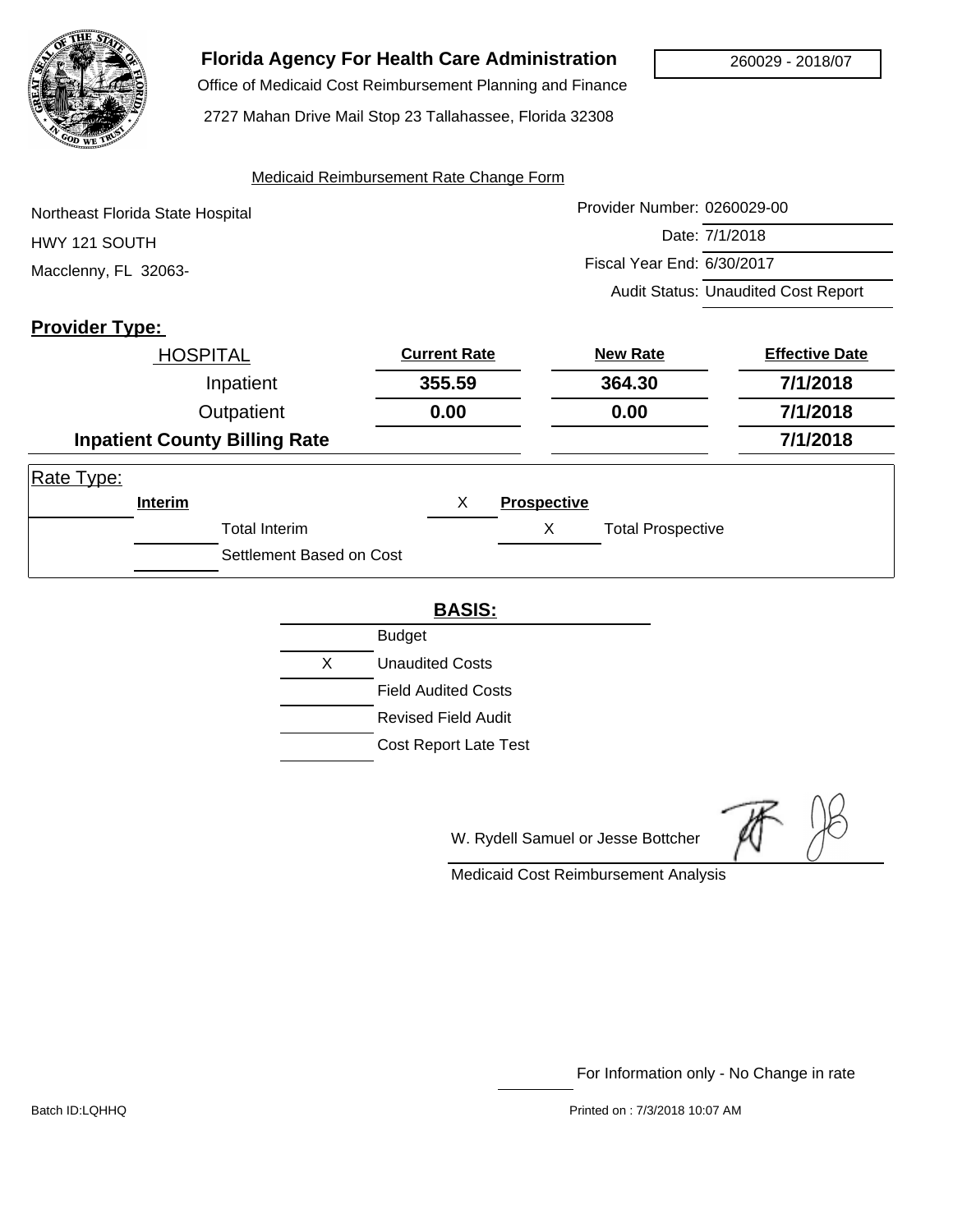# Florida Agency For Health Care Administration

Office of Medicaid Cost Reimbursement Planning and Finance

2727 Mahan Drive Mail Stop 23 Tallahassee, Florida 32308

260029 - 2018/07

Medicaid Reimbursement Rate Change Form

Northeast Florida State Hospital
HWY 121 SOUTH
Macclenny, FL 32063-

Provider Number: 0260029-00
Date: 7/1/2018
Fiscal Year End: 6/30/2017
Audit Status: Unaudited Cost Report

**Provider Type:**

| HOSPITAL | Current Rate | New Rate | Effective Date |
|---|---|---|---|
| Inpatient | **355.59** | **364.30** | **7/1/2018** |
| Outpatient | **0.00** | **0.00** | **7/1/2018** |
| **Inpatient County Billing Rate** | | | **7/1/2018** |

Rate Type:

| | Interim | | Prospective | |
|---|---|---|---|---|
| | Total Interim | X | X | Total Prospective |
| | Settlement Based on Cost | | | |

**BASIS:**

| | |
|---|---|
| | Budget |
| X | Unaudited Costs |
| | Field Audited Costs |
| | Revised Field Audit |
| | Cost Report Late Test |

W. Rydell Samuel or Jesse Bottcher

Medicaid Cost Reimbursement Analysis

For Information only - No Change in rate

Batch ID:LQHHQ

Printed on : 7/3/2018 10:07 AM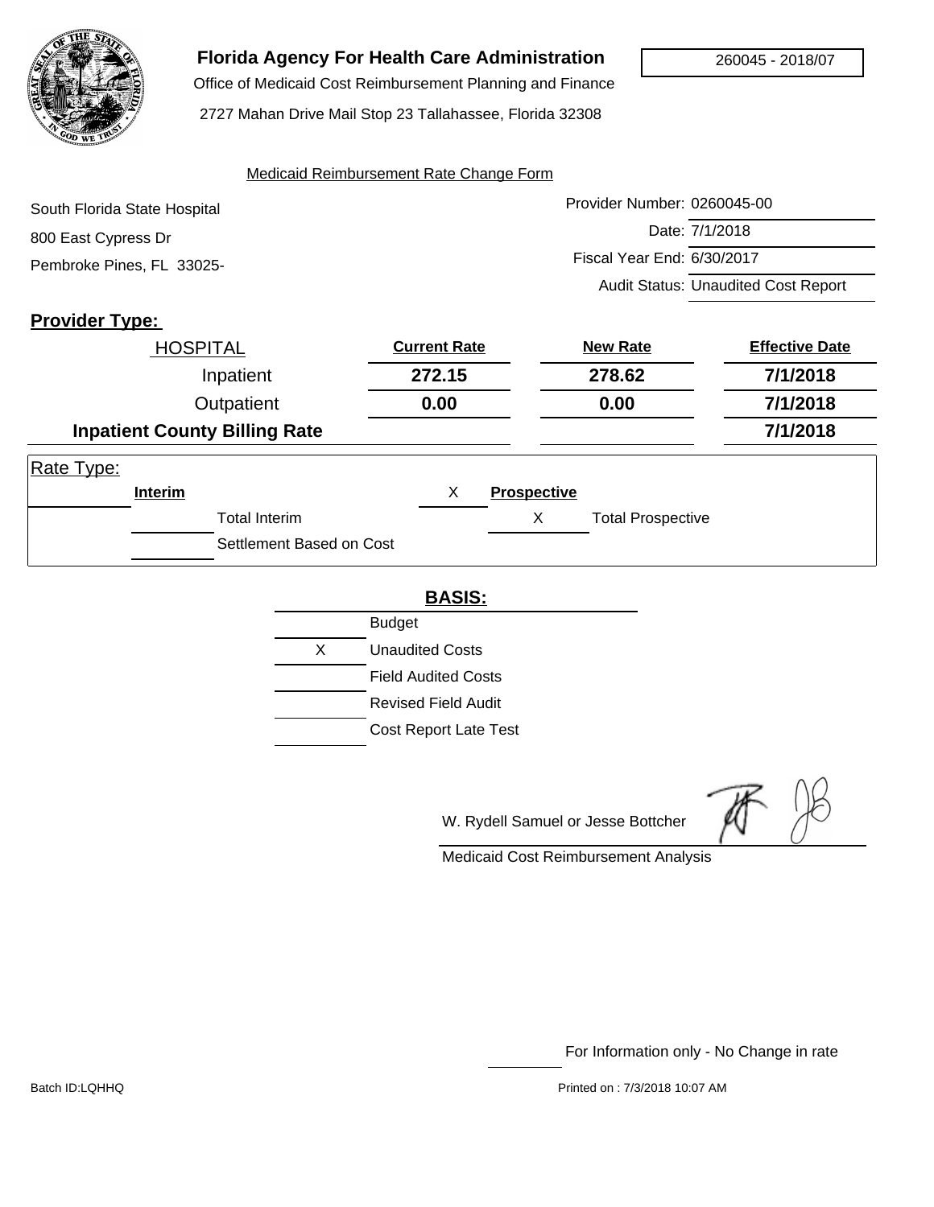# Florida Agency For Health Care Administration

Office of Medicaid Cost Reimbursement Planning and Finance

2727 Mahan Drive Mail Stop 23 Tallahassee, Florida 32308

260045 - 2018/07

Medicaid Reimbursement Rate Change Form

South Florida State Hospital
800 East Cypress Dr
Pembroke Pines, FL 33025-

Provider Number: 0260045-00
Date: 7/1/2018
Fiscal Year End: 6/30/2017
Audit Status: Unaudited Cost Report

**Provider Type:**

| HOSPITAL | Current Rate | New Rate | Effective Date |
|---|---|---|---|
| Inpatient | **272.15** | **278.62** | **7/1/2018** |
| Outpatient | **0.00** | **0.00** | **7/1/2018** |
| **Inpatient County Billing Rate** | | | **7/1/2018** |

Rate Type:

| | Interim | X | Prospective |
|---|---|---|---|
| | Total Interim | X | Total Prospective |
| | Settlement Based on Cost | | |

**BASIS:**

| | |
|---|---|
| | Budget |
| X | Unaudited Costs |
| | Field Audited Costs |
| | Revised Field Audit |
| | Cost Report Late Test |

W. Rydell Samuel or Jesse Bottcher

Medicaid Cost Reimbursement Analysis

For Information only - No Change in rate

Batch ID:LQHHQ

Printed on : 7/3/2018 10:07 AM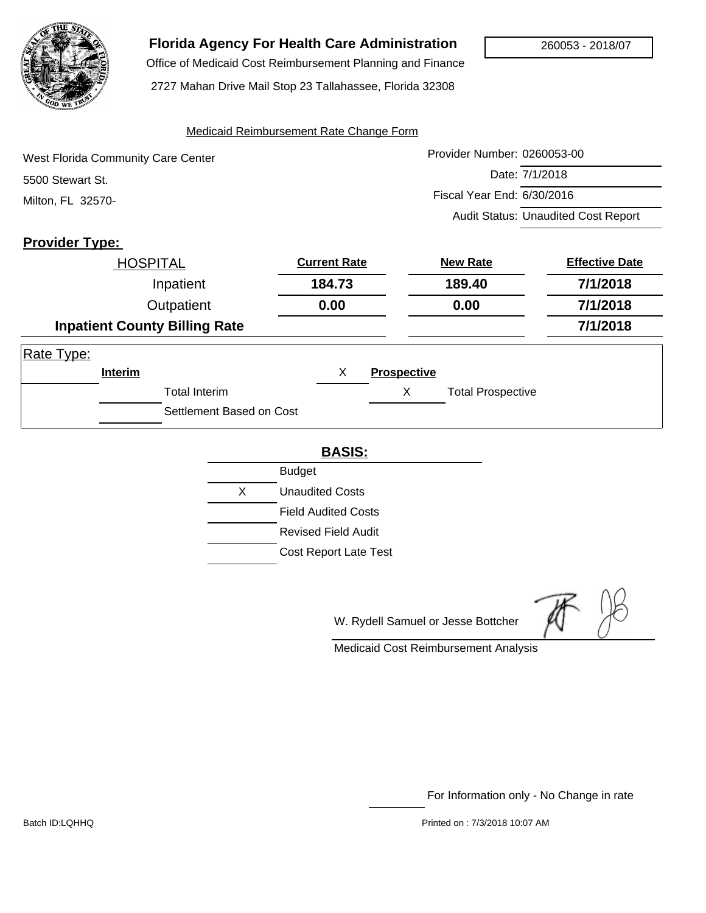# Florida Agency For Health Care Administration

Office of Medicaid Cost Reimbursement Planning and Finance

2727 Mahan Drive Mail Stop 23 Tallahassee, Florida 32308

260053 - 2018/07

Medicaid Reimbursement Rate Change Form

West Florida Community Care Center
5500 Stewart St.
Milton, FL 32570-

Provider Number: 0260053-00
Date: 7/1/2018
Fiscal Year End: 6/30/2016
Audit Status: Unaudited Cost Report

**Provider Type:**

| HOSPITAL | Current Rate | New Rate | Effective Date |
|---|---|---|---|
| Inpatient | **184.73** | **189.40** | **7/1/2018** |
| Outpatient | **0.00** | **0.00** | **7/1/2018** |
| **Inpatient County Billing Rate** | | | **7/1/2018** |

Rate Type:

| | | | |
|---|---|---|---|
| | **Interim** | X | **Prospective** |
| | Total Interim | X | Total Prospective |
| | Settlement Based on Cost | | |

**BASIS:**

| | |
|---|---|
| | Budget |
| X | Unaudited Costs |
| | Field Audited Costs |
| | Revised Field Audit |
| | Cost Report Late Test |

W. Rydell Samuel or Jesse Bottcher

Medicaid Cost Reimbursement Analysis

For Information only - No Change in rate

Batch ID:LQHHQ

Printed on : 7/3/2018 10:07 AM